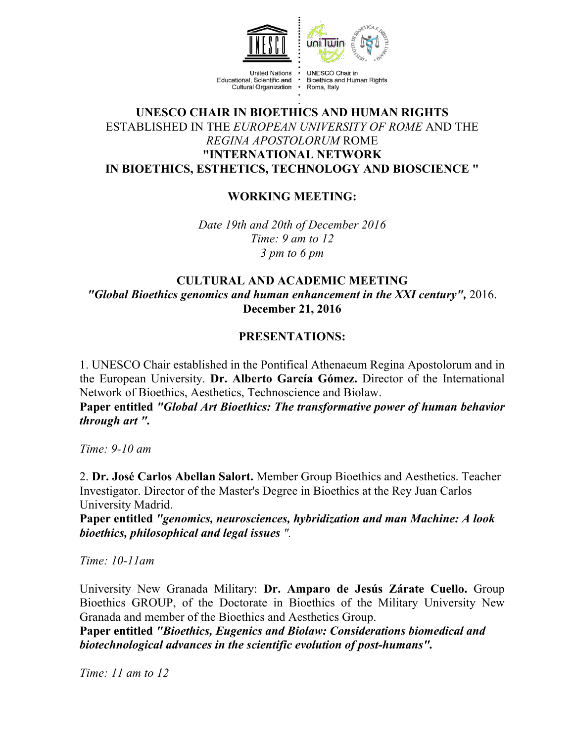United Nations Educational, Scientific and Cultural Organization

UNESCO Chair in Bioethics and Human Rights Roma, Italy

**UNESCO CHAIR IN BIOETHICS AND HUMAN RIGHTS**
ESTABLISHED IN THE *EUROPEAN UNIVERSITY OF ROME* AND THE *REGINA APOSTOLORUM* ROME
**"INTERNATIONAL NETWORK IN BIOETHICS, ESTHETICS, TECHNOLOGY AND BIOSCIENCE "**

**WORKING MEETING:**

*Date 19th and 20th of December 2016*
*Time: 9 am to 12*
*3 pm to 6 pm*

**CULTURAL AND ACADEMIC MEETING**
***"Global Bioethics genomics and human enhancement in the XXI century",*** 2016.
**December 21, 2016**

**PRESENTATIONS:**

1. UNESCO Chair established in the Pontifical Athenaeum Regina Apostolorum and in the European University. **Dr. Alberto García Gómez.** Director of the International Network of Bioethics, Aesthetics, Technoscience and Biolaw.
**Paper entitled *"Global Art Bioethics: The transformative power of human behavior through art ".***

*Time: 9-10 am*

2. **Dr. José Carlos Abellan Salort.** Member Group Bioethics and Aesthetics. Teacher Investigator. Director of the Master's Degree in Bioethics at the Rey Juan Carlos University Madrid.
**Paper entitled *"genomics, neurosciences, hybridization and man Machine: A look bioethics, philosophical and legal issues "*.**

*Time: 10-11am*

University New Granada Military: **Dr. Amparo de Jesús Zárate Cuello.** Group Bioethics GROUP, of the Doctorate in Bioethics of the Military University New Granada and member of the Bioethics and Aesthetics Group.
**Paper entitled *"Bioethics, Eugenics and Biolaw: Considerations biomedical and biotechnological advances in the scientific evolution of post-humans".***

*Time: 11 am to 12*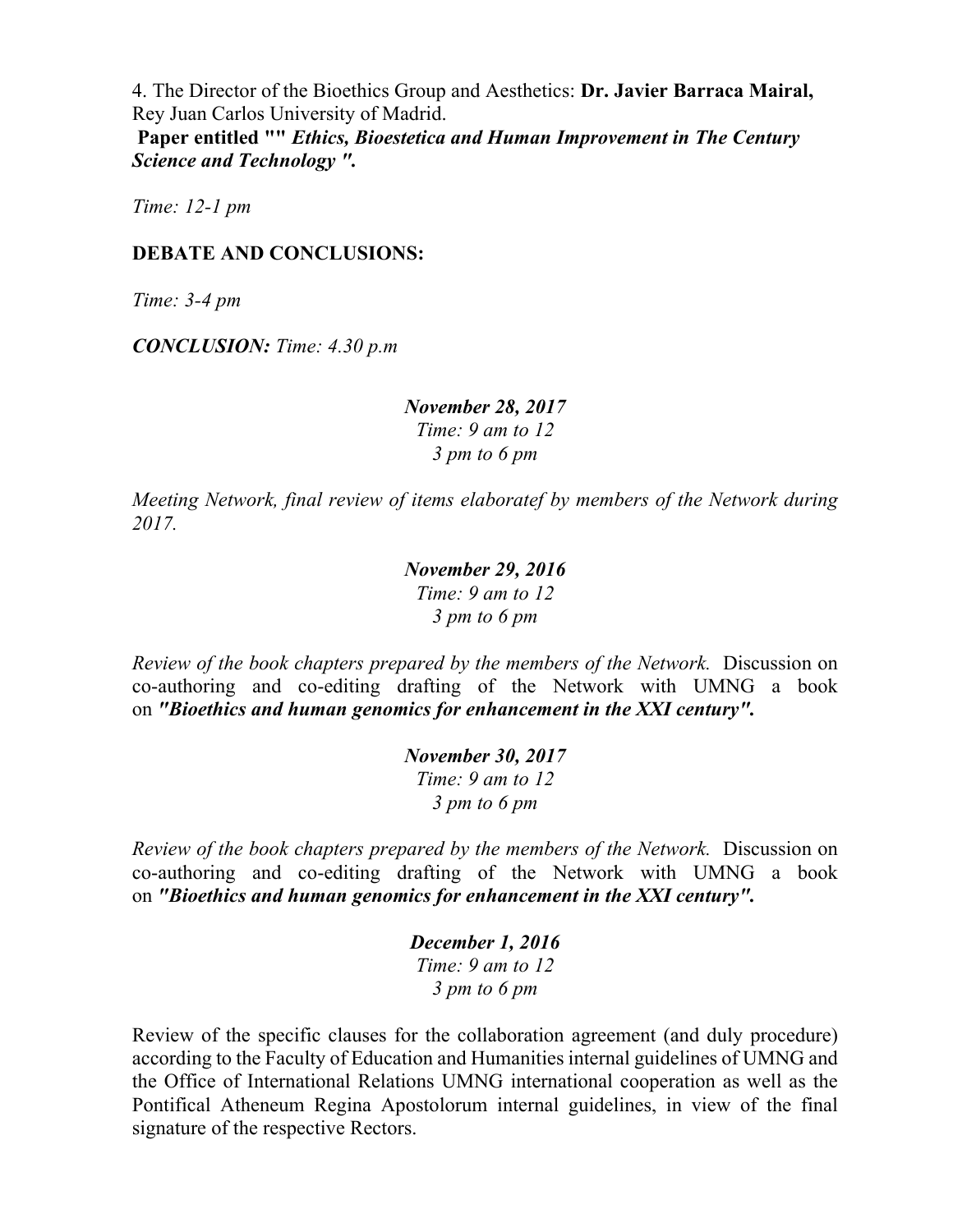4. The Director of the Bioethics Group and Aesthetics: **Dr. Javier Barraca Mairal,** Rey Juan Carlos University of Madrid.

**Paper entitled "" *Ethics, Bioestetica and Human Improvement in The Century Science and Technology ".***

*Time: 12-1 pm*

**DEBATE AND CONCLUSIONS:**

*Time: 3-4 pm*

***CONCLUSION:*** *Time: 4.30 p.m*

***November 28, 2017***
*Time: 9 am to 12*
*3 pm to 6 pm*

*Meeting Network, final review of items elaboratef by members of the Network during 2017.*

***November 29, 2016***
*Time: 9 am to 12*
*3 pm to 6 pm*

*Review of the book chapters prepared by the members of the Network.* Discussion on co-authoring and co-editing drafting of the Network with UMNG a book on ***"Bioethics and human genomics for enhancement in the XXI century".***

***November 30, 2017***
*Time: 9 am to 12*
*3 pm to 6 pm*

*Review of the book chapters prepared by the members of the Network.* Discussion on co-authoring and co-editing drafting of the Network with UMNG a book on ***"Bioethics and human genomics for enhancement in the XXI century".***

***December 1, 2016***
*Time: 9 am to 12*
*3 pm to 6 pm*

Review of the specific clauses for the collaboration agreement (and duly procedure) according to the Faculty of Education and Humanities internal guidelines of UMNG and the Office of International Relations UMNG international cooperation as well as the Pontifical Atheneum Regina Apostolorum internal guidelines, in view of the final signature of the respective Rectors.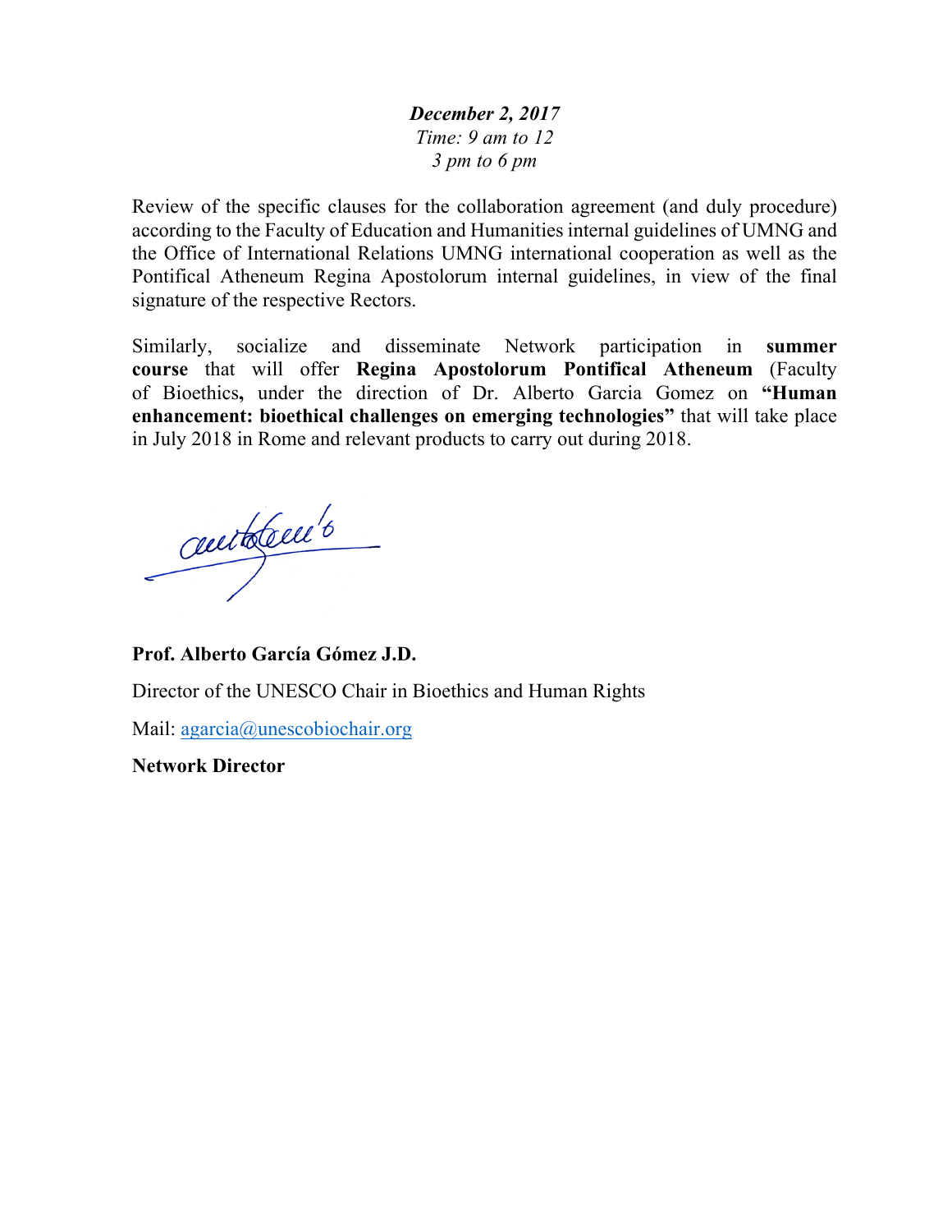***December 2, 2017***

*Time: 9 am to 12*

*3 pm to 6 pm*

Review of the specific clauses for the collaboration agreement (and duly procedure) according to the Faculty of Education and Humanities internal guidelines of UMNG and the Office of International Relations UMNG international cooperation as well as the Pontifical Atheneum Regina Apostolorum internal guidelines, in view of the final signature of the respective Rectors.

Similarly, socialize and disseminate Network participation in **summer course** that will offer **Regina Apostolorum Pontifical Atheneum** (Faculty of Bioethics**,** under the direction of Dr. Alberto Garcia Gomez on **"Human enhancement: bioethical challenges on emerging technologies"** that will take place in July 2018 in Rome and relevant products to carry out during 2018.

**Prof. Alberto García Gómez J.D.**

Director of the UNESCO Chair in Bioethics and Human Rights

Mail: agarcia@unescobiochair.org

**Network Director**